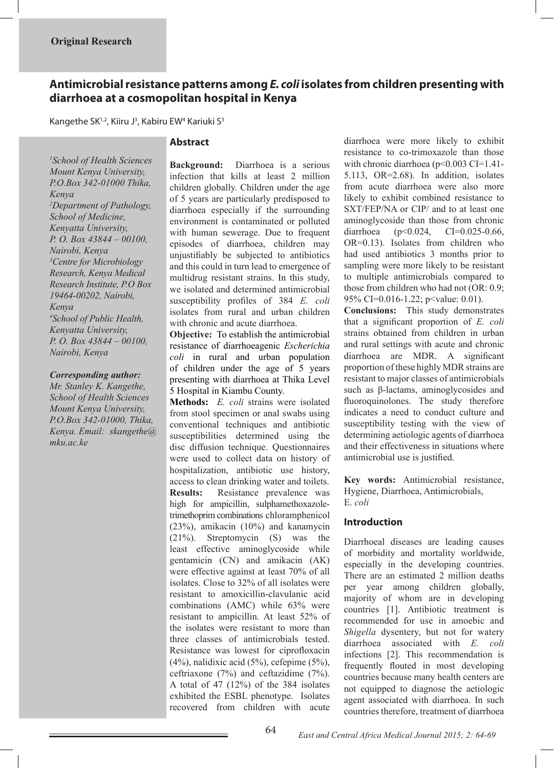**Original Research**

# Antimicrobial resistance patterns among *E. coli* isolates from children presenting with diarrhoea at a cosmopolitan hospital in Kenya

Kangethe SK[1,2], Kiiru J[3], Kabiru EW[4] Kariuki S[3]

[1]School of Health Sciences Mount Kenya University, P.O.Box 342-01000 Thika, Kenya
[2]Department of Pathology, School of Medicine, Kenyatta University, P. O. Box 43844 – 00100, Nairobi, Kenya
[3]Centre for Microbiology Research, Kenya Medical Research Institute, P.O Box 19464-00202, Nairobi, Kenya
[4]School of Public Health, Kenyatta University, P. O. Box 43844 – 00100, Nairobi, Kenya

***Corresponding author:***
*Mr. Stanley K. Kangethe, School of Health Sciences Mount Kenya University, P.O.Box 342-01000 Thika, Kenya. Email: skangethe@mku.ac.ke*

## Abstract

**Background:** Diarrhoea is a serious infection that kills at least 2 million children globally. Children under the age of 5 years are particularly predisposed to diarrhoea especially if the surrounding environment is contaminated or polluted with human sewerage. Due to frequent episodes of diarrhoea, children may unjustifiably be subjected to antibiotics and this could in turn lead to emergence of multidrug resistant strains. In this study, we isolated and determined antimicrobial susceptibility profiles of 384 *E. coli* isolates from rural and urban children with chronic and acute diarrhoea.

**Objective:** To establish the antimicrobial resistance of diarrhoeagenic *Escherichia coli* in rural and urban population of children under the age of 5 years presenting with diarrhoea at Thika Level 5 Hospital in Kiambu County.

**Methods:** *E. coli* strains were isolated from stool specimen or anal swabs using conventional techniques and antibiotic susceptibilities determined using the disc diffusion technique. Questionnaires were used to collect data on history of hospitalization, antibiotic use history, access to clean drinking water and toilets.

**Results:** Resistance prevalence was high for ampicillin, sulphamethoxazole-trimethoprim combinations chloramphenicol (23%), amikacin (10%) and kanamycin (21%). Streptomycin (S) was the least effective aminoglycoside while gentamicin (CN) and amikacin (AK) were effective against at least 70% of all isolates. Close to 32% of all isolates were resistant to amoxicillin-clavulanic acid combinations (AMC) while 63% were resistant to ampicillin. At least 52% of the isolates were resistant to more than three classes of antimicrobials tested. Resistance was lowest for ciprofloxacin (4%), nalidixic acid (5%), cefepime (5%), ceftriaxone (7%) and ceftazidime (7%). A total of 47 (12%) of the 384 isolates exhibited the ESBL phenotype. Isolates recovered from children with acute diarrhoea were more likely to exhibit resistance to co-trimoxazole than those with chronic diarrhoea ($p<0.003$ CI=1.41-5.113, OR=2.68). In addition, isolates from acute diarrhoea were also more likely to exhibit combined resistance to SXT/FEP/NA or CIP/ and to at least one aminoglycoside than those from chronic diarrhoea ($p<0.024$, CI=0.025-0.66, OR=0.13). Isolates from children who had used antibiotics 3 months prior to sampling were more likely to be resistant to multiple antimicrobials compared to those from children who had not (OR: 0.9; 95% CI=0.016-1.22; p<value: 0.01).

**Conclusions:** This study demonstrates that a significant proportion of *E. coli* strains obtained from children in urban and rural settings with acute and chronic diarrhoea are MDR. A significant proportion of these highly MDR strains are resistant to major classes of antimicrobials such as β-lactams, aminoglycosides and fluoroquinolones. The study therefore indicates a need to conduct culture and susceptibility testing with the view of determining aetiologic agents of diarrhoea and their effectiveness in situations where antimicrobial use is justified.

**Key words:** Antimicrobial resistance, Hygiene, Diarrhoea, Antimicrobials, E. *coli*

## Introduction

Diarrhoeal diseases are leading causes of morbidity and mortality worldwide, especially in the developing countries. There are an estimated 2 million deaths per year among children globally, majority of whom are in developing countries [1]. Antibiotic treatment is recommended for use in amoebic and *Shigella* dysentery, but not for watery diarrhoea associated with *E. coli* infections [2]. This recommendation is frequently flouted in most developing countries because many health centers are not equipped to diagnose the aetiologic agent associated with diarrhoea. In such countries therefore, treatment of diarrhoea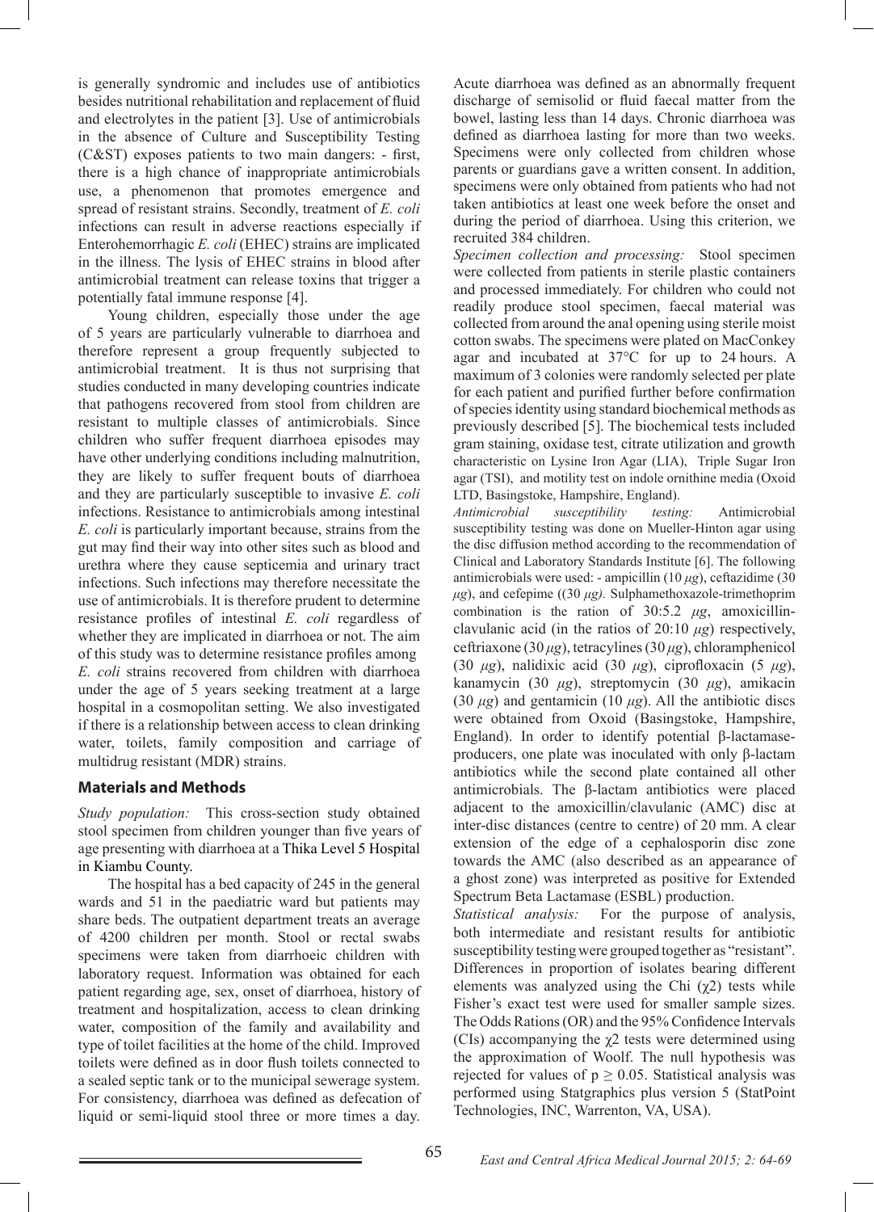is generally syndromic and includes use of antibiotics besides nutritional rehabilitation and replacement of fluid and electrolytes in the patient [3]. Use of antimicrobials in the absence of Culture and Susceptibility Testing (C&ST) exposes patients to two main dangers: - first, there is a high chance of inappropriate antimicrobials use, a phenomenon that promotes emergence and spread of resistant strains. Secondly, treatment of *E. coli* infections can result in adverse reactions especially if Enterohemorrhagic *E. coli* (EHEC) strains are implicated in the illness. The lysis of EHEC strains in blood after antimicrobial treatment can release toxins that trigger a potentially fatal immune response [4].

Young children, especially those under the age of 5 years are particularly vulnerable to diarrhoea and therefore represent a group frequently subjected to antimicrobial treatment. It is thus not surprising that studies conducted in many developing countries indicate that pathogens recovered from stool from children are resistant to multiple classes of antimicrobials. Since children who suffer frequent diarrhoea episodes may have other underlying conditions including malnutrition, they are likely to suffer frequent bouts of diarrhoea and they are particularly susceptible to invasive *E. coli* infections. Resistance to antimicrobials among intestinal *E. coli* is particularly important because, strains from the gut may find their way into other sites such as blood and urethra where they cause septicemia and urinary tract infections. Such infections may therefore necessitate the use of antimicrobials. It is therefore prudent to determine resistance profiles of intestinal *E. coli* regardless of whether they are implicated in diarrhoea or not. The aim of this study was to determine resistance profiles among *E. coli* strains recovered from children with diarrhoea under the age of 5 years seeking treatment at a large hospital in a cosmopolitan setting. We also investigated if there is a relationship between access to clean drinking water, toilets, family composition and carriage of multidrug resistant (MDR) strains.

## Materials and Methods

*Study population:* This cross-section study obtained stool specimen from children younger than five years of age presenting with diarrhoea at a Thika Level 5 Hospital in Kiambu County.

The hospital has a bed capacity of 245 in the general wards and 51 in the paediatric ward but patients may share beds. The outpatient department treats an average of 4200 children per month. Stool or rectal swabs specimens were taken from diarrhoeic children with laboratory request. Information was obtained for each patient regarding age, sex, onset of diarrhoea, history of treatment and hospitalization, access to clean drinking water, composition of the family and availability and type of toilet facilities at the home of the child. Improved toilets were defined as in door flush toilets connected to a sealed septic tank or to the municipal sewerage system. For consistency, diarrhoea was defined as defecation of liquid or semi-liquid stool three or more times a day. Acute diarrhoea was defined as an abnormally frequent discharge of semisolid or fluid faecal matter from the bowel, lasting less than 14 days. Chronic diarrhoea was defined as diarrhoea lasting for more than two weeks. Specimens were only collected from children whose parents or guardians gave a written consent. In addition, specimens were only obtained from patients who had not taken antibiotics at least one week before the onset and during the period of diarrhoea. Using this criterion, we recruited 384 children.

*Specimen collection and processing:* Stool specimen were collected from patients in sterile plastic containers and processed immediately. For children who could not readily produce stool specimen, faecal material was collected from around the anal opening using sterile moist cotton swabs. The specimens were plated on MacConkey agar and incubated at 37°C for up to 24 hours. A maximum of 3 colonies were randomly selected per plate for each patient and purified further before confirmation of species identity using standard biochemical methods as previously described [5]. The biochemical tests included gram staining, oxidase test, citrate utilization and growth characteristic on Lysine Iron Agar (LIA), Triple Sugar Iron agar (TSI), and motility test on indole ornithine media (Oxoid LTD, Basingstoke, Hampshire, England).

*Antimicrobial susceptibility testing:* Antimicrobial susceptibility testing was done on Mueller-Hinton agar using the disc diffusion method according to the recommendation of Clinical and Laboratory Standards Institute [6]. The following antimicrobials were used: - ampicillin (10 $\mu g$), ceftazidime (30 $\mu g$), and cefepime ((30 $\mu g$). Sulphamethoxazole-trimethoprim combination is the ration of 30:5.2 $\mu g$, amoxicillin-clavulanic acid (in the ratios of 20:10 $\mu g$) respectively, ceftriaxone (30 $\mu g$), tetracylines (30 $\mu g$), chloramphenicol (30 $\mu g$), nalidixic acid (30 $\mu g$), ciprofloxacin (5 $\mu g$), kanamycin (30 $\mu g$), streptomycin (30 $\mu g$), amikacin (30 $\mu g$) and gentamicin (10 $\mu g$). All the antibiotic discs were obtained from Oxoid (Basingstoke, Hampshire, England). In order to identify potential β-lactamase-producers, one plate was inoculated with only β-lactam antibiotics while the second plate contained all other antimicrobials. The β-lactam antibiotics were placed adjacent to the amoxicillin/clavulanic (AMC) disc at inter-disc distances (centre to centre) of 20 mm. A clear extension of the edge of a cephalosporin disc zone towards the AMC (also described as an appearance of a ghost zone) was interpreted as positive for Extended Spectrum Beta Lactamase (ESBL) production.

*Statistical analysis:* For the purpose of analysis, both intermediate and resistant results for antibiotic susceptibility testing were grouped together as "resistant". Differences in proportion of isolates bearing different elements was analyzed using the Chi ($\chi 2$) tests while Fisher's exact test were used for smaller sample sizes. The Odds Rations (OR) and the 95% Confidence Intervals (CIs) accompanying the $\chi 2$ tests were determined using the approximation of Woolf. The null hypothesis was rejected for values of $p \geq 0.05$. Statistical analysis was performed using Statgraphics plus version 5 (StatPoint Technologies, INC, Warrenton, VA, USA).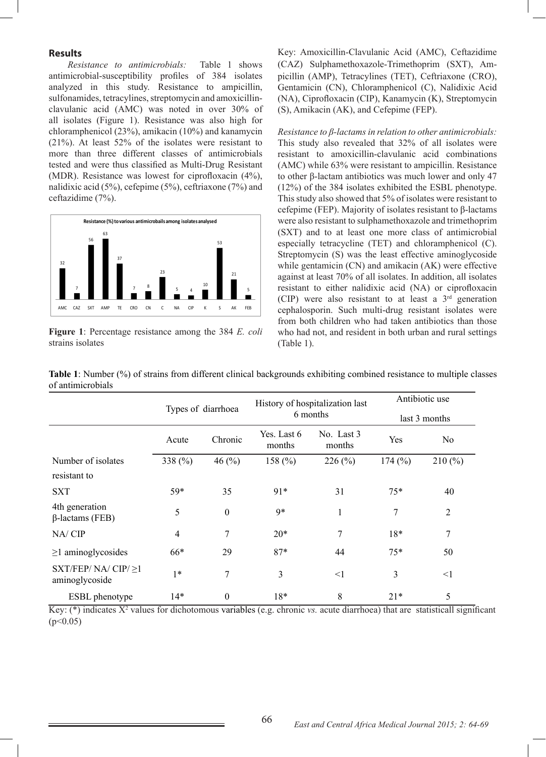## Results

*Resistance to antimicrobials:* Table 1 shows antimicrobial-susceptibility profiles of 384 isolates analyzed in this study. Resistance to ampicillin, sulfonamides, tetracylines, streptomycin and amoxicillin-clavulanic acid (AMC) was noted in over 30% of all isolates (Figure 1). Resistance was also high for chloramphenicol (23%), amikacin (10%) and kanamycin (21%). At least 52% of the isolates were resistant to more than three different classes of antimicrobials tested and were thus classified as Multi-Drug Resistant (MDR). Resistance was lowest for ciprofloxacin (4%), nalidixic acid (5%), cefepime (5%), ceftriaxone (7%) and ceftazidime (7%).

**Figure 1**: Percentage resistance among the 384 *E. coli* strains isolates

Key: Amoxicillin-Clavulanic Acid (AMC), Ceftazidime (CAZ) Sulphamethoxazole-Trimethoprim (SXT), Ampicillin (AMP), Tetracylines (TET), Ceftriaxone (CRO), Gentamicin (CN), Chloramphenicol (C), Nalidixic Acid (NA), Ciprofloxacin (CIP), Kanamycin (K), Streptomycin (S), Amikacin (AK), and Cefepime (FEP).

*Resistance to β-lactams in relation to other antimicrobials:* This study also revealed that 32% of all isolates were resistant to amoxicillin-clavulanic acid combinations (AMC) while 63% were resistant to ampicillin. Resistance to other β-lactam antibiotics was much lower and only 47 (12%) of the 384 isolates exhibited the ESBL phenotype. This study also showed that 5% of isolates were resistant to cefepime (FEP). Majority of isolates resistant to β-lactams were also resistant to sulphamethoxazole and trimethoprim (SXT) and to at least one more class of antimicrobial especially tetracycline (TET) and chloramphenicol (C). Streptomycin (S) was the least effective aminoglycoside while gentamicin (CN) and amikacin (AK) were effective against at least 70% of all isolates. In addition, all isolates resistant to either nalidixic acid (NA) or ciprofloxacin (CIP) were also resistant to at least a 3rd generation cephalosporin. Such multi-drug resistant isolates were from both children who had taken antibiotics than those who had not, and resident in both urban and rural settings (Table 1).

**Table 1**: Number (%) of strains from different clinical backgrounds exhibiting combined resistance to multiple classes of antimicrobials

| | Types of diarrhoea | | History of hospitalization last 6 months | | Antibiotic use last 3 months | |
|---|---|---|---|---|---|---|
| | Acute | Chronic | Yes. Last 6 months | No. Last 3 months | Yes | No |
| Number of isolates resistant to | 338 (%) | 46 (%) | 158 (%) | 226 (%) | 174 (%) | 210 (%) |
| SXT | 59* | 35 | 91* | 31 | 75* | 40 |
| 4th generation β-lactams (FEB) | 5 | 0 | 9* | 1 | 7 | 2 |
| NA/ CIP | 4 | 7 | 20* | 7 | 18* | 7 |
| ≥1 aminoglycosides | 66* | 29 | 87* | 44 | 75* | 50 |
| SXT/FEP/ NA/ CIP/ ≥1 aminoglycoside | 1* | 7 | 3 | <1 | 3 | <1 |
| ESBL phenotype | 14* | 0 | 18* | 8 | 21* | 5 |

Key: (*) indicates $X^2$ values for dichotomous variables (e.g. chronic *vs.* acute diarrhoea) that are statisticall significant ($p<0.05$)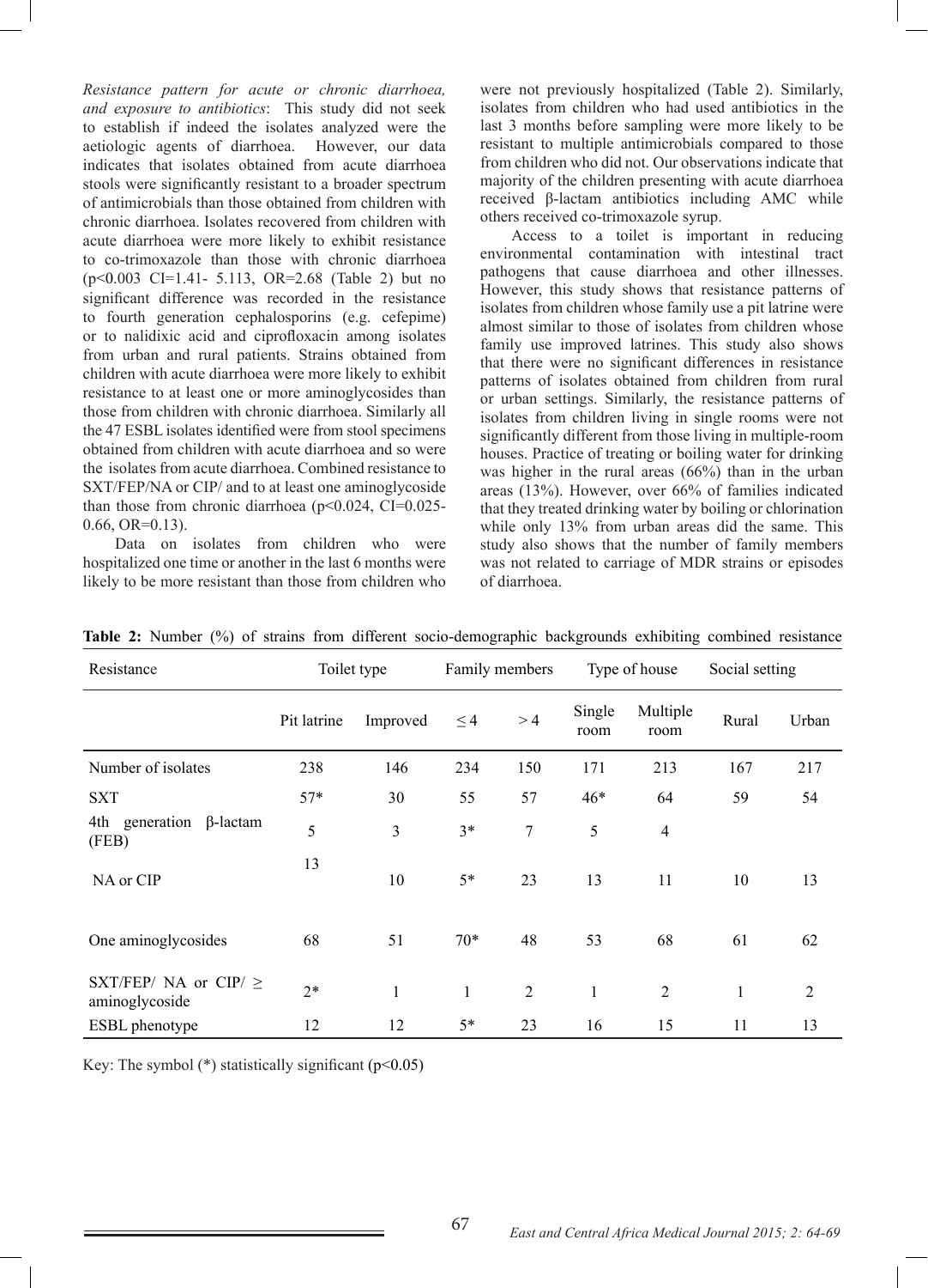*Resistance pattern for acute or chronic diarrhoea, and exposure to antibiotics*: This study did not seek to establish if indeed the isolates analyzed were the aetiologic agents of diarrhoea. However, our data indicates that isolates obtained from acute diarrhoea stools were significantly resistant to a broader spectrum of antimicrobials than those obtained from children with chronic diarrhoea. Isolates recovered from children with acute diarrhoea were more likely to exhibit resistance to co-trimoxazole than those with chronic diarrhoea ($p<0.003$ CI=1.41- 5.113, OR=2.68 (Table 2) but no significant difference was recorded in the resistance to fourth generation cephalosporins (e.g. cefepime) or to nalidixic acid and ciprofloxacin among isolates from urban and rural patients. Strains obtained from children with acute diarrhoea were more likely to exhibit resistance to at least one or more aminoglycosides than those from children with chronic diarrhoea. Similarly all the 47 ESBL isolates identified were from stool specimens obtained from children with acute diarrhoea and so were the isolates from acute diarrhoea. Combined resistance to SXT/FEP/NA or CIP/ and to at least one aminoglycoside than those from chronic diarrhoea ($p<0.024$, CI=0.025-0.66, OR=0.13).

Data on isolates from children who were hospitalized one time or another in the last 6 months were likely to be more resistant than those from children who were not previously hospitalized (Table 2). Similarly, isolates from children who had used antibiotics in the last 3 months before sampling were more likely to be resistant to multiple antimicrobials compared to those from children who did not. Our observations indicate that majority of the children presenting with acute diarrhoea received β-lactam antibiotics including AMC while others received co-trimoxazole syrup.

Access to a toilet is important in reducing environmental contamination with intestinal tract pathogens that cause diarrhoea and other illnesses. However, this study shows that resistance patterns of isolates from children whose family use a pit latrine were almost similar to those of isolates from children whose family use improved latrines. This study also shows that there were no significant differences in resistance patterns of isolates obtained from children from rural or urban settings. Similarly, the resistance patterns of isolates from children living in single rooms were not significantly different from those living in multiple-room houses. Practice of treating or boiling water for drinking was higher in the rural areas (66%) than in the urban areas (13%). However, over 66% of families indicated that they treated drinking water by boiling or chlorination while only 13% from urban areas did the same. This study also shows that the number of family members was not related to carriage of MDR strains or episodes of diarrhoea.

**Table 2:** Number (%) of strains from different socio-demographic backgrounds exhibiting combined resistance

| Resistance | Toilet type | | Family members | | Type of house | | Social setting | |
|---|---|---|---|---|---|---|---|---|
| | Pit latrine | Improved | ≤ 4 | > 4 | Single room | Multiple room | Rural | Urban |
| Number of isolates | 238 | 146 | 234 | 150 | 171 | 213 | 167 | 217 |
| SXT | 57* | 30 | 55 | 57 | 46* | 64 | 59 | 54 |
| 4th generation β-lactam (FEB) | 5 | 3 | 3* | 7 | 5 | 4 | | |
| NA or CIP | 13 | 10 | 5* | 23 | 13 | 11 | 10 | 13 |
| One aminoglycosides | 68 | 51 | 70* | 48 | 53 | 68 | 61 | 62 |
| SXT/FEP/ NA or CIP/ ≥ aminoglycoside | 2* | 1 | 1 | 2 | 1 | 2 | 1 | 2 |
| ESBL phenotype | 12 | 12 | 5* | 23 | 16 | 15 | 11 | 13 |

Key: The symbol (*) statistically significant ($p<0.05$)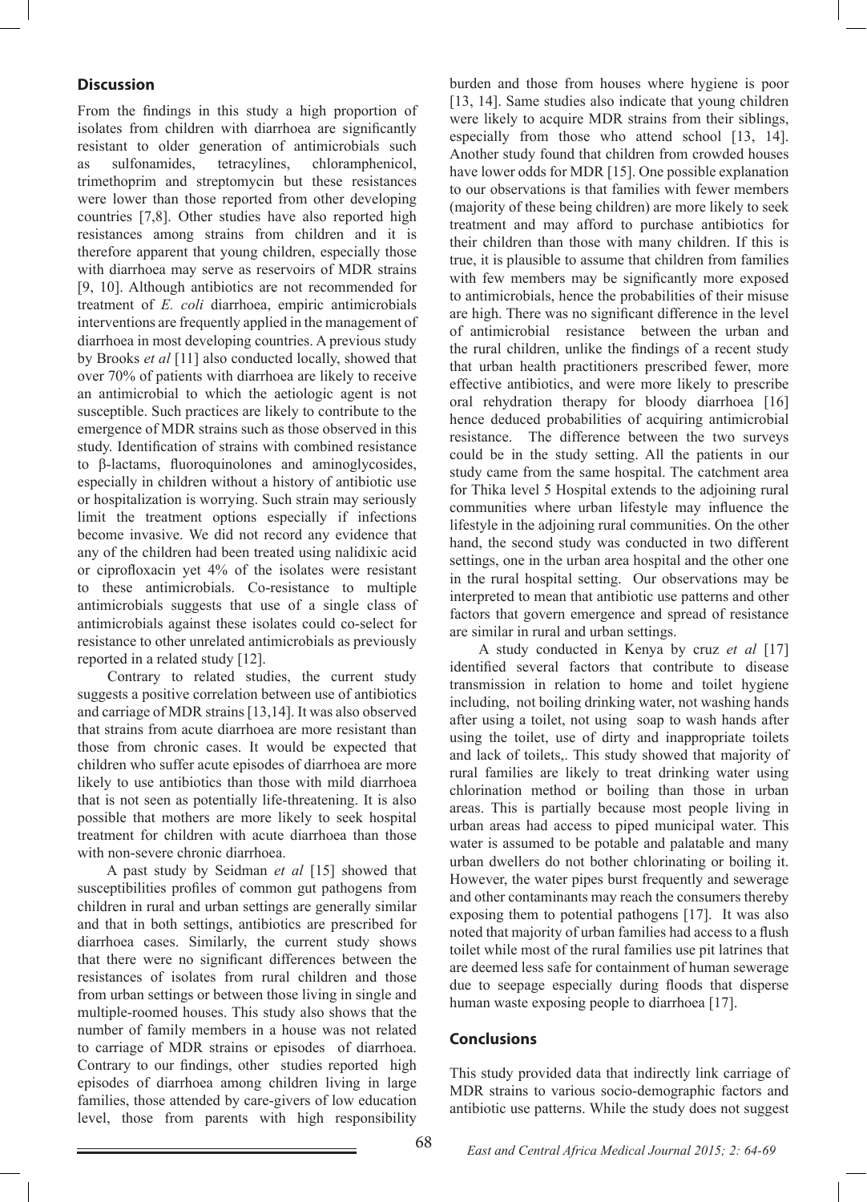## Discussion

From the findings in this study a high proportion of isolates from children with diarrhoea are significantly resistant to older generation of antimicrobials such as sulfonamides, tetracylines, chloramphenicol, trimethoprim and streptomycin but these resistances were lower than those reported from other developing countries [7,8]. Other studies have also reported high resistances among strains from children and it is therefore apparent that young children, especially those with diarrhoea may serve as reservoirs of MDR strains [9, 10]. Although antibiotics are not recommended for treatment of *E. coli* diarrhoea, empiric antimicrobials interventions are frequently applied in the management of diarrhoea in most developing countries. A previous study by Brooks *et al* [11] also conducted locally, showed that over 70% of patients with diarrhoea are likely to receive an antimicrobial to which the aetiologic agent is not susceptible. Such practices are likely to contribute to the emergence of MDR strains such as those observed in this study. Identification of strains with combined resistance to β-lactams, fluoroquinolones and aminoglycosides, especially in children without a history of antibiotic use or hospitalization is worrying. Such strain may seriously limit the treatment options especially if infections become invasive. We did not record any evidence that any of the children had been treated using nalidixic acid or ciprofloxacin yet 4% of the isolates were resistant to these antimicrobials. Co-resistance to multiple antimicrobials suggests that use of a single class of antimicrobials against these isolates could co-select for resistance to other unrelated antimicrobials as previously reported in a related study [12].

Contrary to related studies, the current study suggests a positive correlation between use of antibiotics and carriage of MDR strains [13,14]. It was also observed that strains from acute diarrhoea are more resistant than those from chronic cases. It would be expected that children who suffer acute episodes of diarrhoea are more likely to use antibiotics than those with mild diarrhoea that is not seen as potentially life-threatening. It is also possible that mothers are more likely to seek hospital treatment for children with acute diarrhoea than those with non-severe chronic diarrhoea.

A past study by Seidman *et al* [15] showed that susceptibilities profiles of common gut pathogens from children in rural and urban settings are generally similar and that in both settings, antibiotics are prescribed for diarrhoea cases. Similarly, the current study shows that there were no significant differences between the resistances of isolates from rural children and those from urban settings or between those living in single and multiple-roomed houses. This study also shows that the number of family members in a house was not related to carriage of MDR strains or episodes of diarrhoea. Contrary to our findings, other studies reported high episodes of diarrhoea among children living in large families, those attended by care-givers of low education level, those from parents with high responsibility burden and those from houses where hygiene is poor [13, 14]. Same studies also indicate that young children were likely to acquire MDR strains from their siblings, especially from those who attend school [13, 14]. Another study found that children from crowded houses have lower odds for MDR [15]. One possible explanation to our observations is that families with fewer members (majority of these being children) are more likely to seek treatment and may afford to purchase antibiotics for their children than those with many children. If this is true, it is plausible to assume that children from families with few members may be significantly more exposed to antimicrobials, hence the probabilities of their misuse are high. There was no significant difference in the level of antimicrobial resistance between the urban and the rural children, unlike the findings of a recent study that urban health practitioners prescribed fewer, more effective antibiotics, and were more likely to prescribe oral rehydration therapy for bloody diarrhoea [16] hence deduced probabilities of acquiring antimicrobial resistance. The difference between the two surveys could be in the study setting. All the patients in our study came from the same hospital. The catchment area for Thika level 5 Hospital extends to the adjoining rural communities where urban lifestyle may influence the lifestyle in the adjoining rural communities. On the other hand, the second study was conducted in two different settings, one in the urban area hospital and the other one in the rural hospital setting. Our observations may be interpreted to mean that antibiotic use patterns and other factors that govern emergence and spread of resistance are similar in rural and urban settings.

A study conducted in Kenya by cruz *et al* [17] identified several factors that contribute to disease transmission in relation to home and toilet hygiene including, not boiling drinking water, not washing hands after using a toilet, not using soap to wash hands after using the toilet, use of dirty and inappropriate toilets and lack of toilets,. This study showed that majority of rural families are likely to treat drinking water using chlorination method or boiling than those in urban areas. This is partially because most people living in urban areas had access to piped municipal water. This water is assumed to be potable and palatable and many urban dwellers do not bother chlorinating or boiling it. However, the water pipes burst frequently and sewerage and other contaminants may reach the consumers thereby exposing them to potential pathogens [17]. It was also noted that majority of urban families had access to a flush toilet while most of the rural families use pit latrines that are deemed less safe for containment of human sewerage due to seepage especially during floods that disperse human waste exposing people to diarrhoea [17].

## Conclusions

This study provided data that indirectly link carriage of MDR strains to various socio-demographic factors and antibiotic use patterns. While the study does not suggest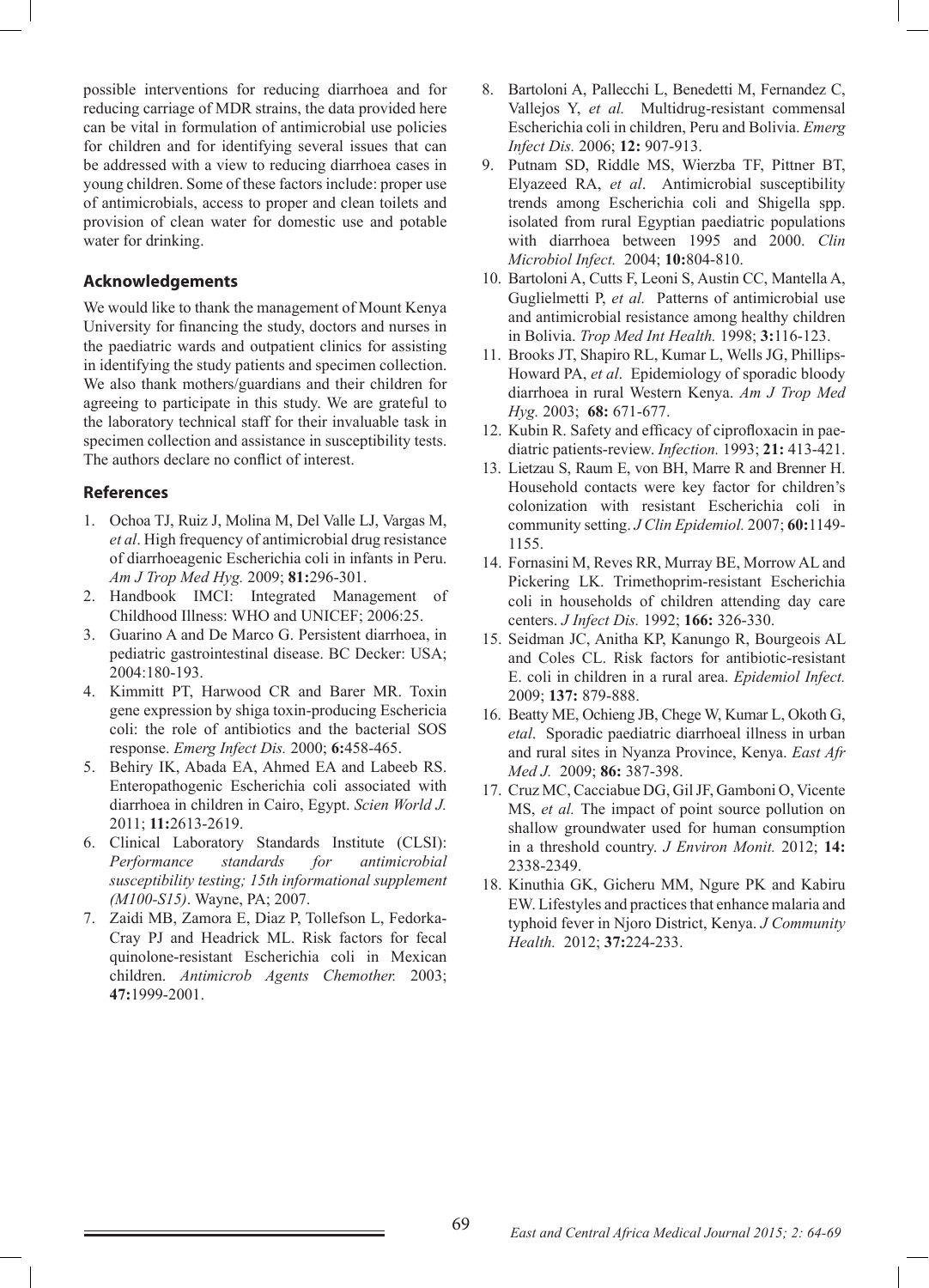possible interventions for reducing diarrhoea and for reducing carriage of MDR strains, the data provided here can be vital in formulation of antimicrobial use policies for children and for identifying several issues that can be addressed with a view to reducing diarrhoea cases in young children. Some of these factors include: proper use of antimicrobials, access to proper and clean toilets and provision of clean water for domestic use and potable water for drinking.

## Acknowledgements

We would like to thank the management of Mount Kenya University for financing the study, doctors and nurses in the paediatric wards and outpatient clinics for assisting in identifying the study patients and specimen collection. We also thank mothers/guardians and their children for agreeing to participate in this study. We are grateful to the laboratory technical staff for their invaluable task in specimen collection and assistance in susceptibility tests. The authors declare no conflict of interest.

## References

1. Ochoa TJ, Ruiz J, Molina M, Del Valle LJ, Vargas M, *et al*. High frequency of antimicrobial drug resistance of diarrhoeagenic Escherichia coli in infants in Peru. *Am J Trop Med Hyg.* 2009; **81:**296-301.
2. Handbook IMCI: Integrated Management of Childhood Illness: WHO and UNICEF; 2006:25.
3. Guarino A and De Marco G. Persistent diarrhoea, in pediatric gastrointestinal disease. BC Decker: USA; 2004:180-193.
4. Kimmitt PT, Harwood CR and Barer MR. Toxin gene expression by shiga toxin-producing Eschericia coli: the role of antibiotics and the bacterial SOS response. *Emerg Infect Dis.* 2000; **6:**458-465.
5. Behiry IK, Abada EA, Ahmed EA and Labeeb RS. Enteropathogenic Escherichia coli associated with diarrhoea in children in Cairo, Egypt. *Scien World J.* 2011; **11:**2613-2619.
6. Clinical Laboratory Standards Institute (CLSI): *Performance standards for antimicrobial susceptibility testing; 15th informational supplement (M100-S15)*. Wayne, PA; 2007.
7. Zaidi MB, Zamora E, Diaz P, Tollefson L, Fedorka-Cray PJ and Headrick ML. Risk factors for fecal quinolone-resistant Escherichia coli in Mexican children. *Antimicrob Agents Chemother.* 2003; **47:**1999-2001.
8. Bartoloni A, Pallecchi L, Benedetti M, Fernandez C, Vallejos Y, *et al.* Multidrug-resistant commensal Escherichia coli in children, Peru and Bolivia. *Emerg Infect Dis.* 2006; **12:** 907-913.
9. Putnam SD, Riddle MS, Wierzba TF, Pittner BT, Elyazeed RA, *et al*. Antimicrobial susceptibility trends among Escherichia coli and Shigella spp. isolated from rural Egyptian paediatric populations with diarrhoea between 1995 and 2000. *Clin Microbiol Infect.* 2004; **10:**804-810.
10. Bartoloni A, Cutts F, Leoni S, Austin CC, Mantella A, Guglielmetti P, *et al.* Patterns of antimicrobial use and antimicrobial resistance among healthy children in Bolivia. *Trop Med Int Health.* 1998; **3:**116-123.
11. Brooks JT, Shapiro RL, Kumar L, Wells JG, Phillips-Howard PA, *et al*. Epidemiology of sporadic bloody diarrhoea in rural Western Kenya. *Am J Trop Med Hyg.* 2003; **68:** 671-677.
12. Kubin R. Safety and efficacy of ciprofloxacin in paediatric patients-review. *Infection.* 1993; **21:** 413-421.
13. Lietzau S, Raum E, von BH, Marre R and Brenner H. Household contacts were key factor for children's colonization with resistant Escherichia coli in community setting. *J Clin Epidemiol.* 2007; **60:**1149-1155.
14. Fornasini M, Reves RR, Murray BE, Morrow AL and Pickering LK. Trimethoprim-resistant Escherichia coli in households of children attending day care centers. *J Infect Dis.* 1992; **166:** 326-330.
15. Seidman JC, Anitha KP, Kanungo R, Bourgeois AL and Coles CL. Risk factors for antibiotic-resistant E. coli in children in a rural area. *Epidemiol Infect.* 2009; **137:** 879-888.
16. Beatty ME, Ochieng JB, Chege W, Kumar L, Okoth G, *etal*. Sporadic paediatric diarrhoeal illness in urban and rural sites in Nyanza Province, Kenya. *East Afr Med J.* 2009; **86:** 387-398.
17. Cruz MC, Cacciabue DG, Gil JF, Gamboni O, Vicente MS, *et al.* The impact of point source pollution on shallow groundwater used for human consumption in a threshold country. *J Environ Monit.* 2012; **14:** 2338-2349.
18. Kinuthia GK, Gicheru MM, Ngure PK and Kabiru EW. Lifestyles and practices that enhance malaria and typhoid fever in Njoro District, Kenya. *J Community Health.* 2012; **37:**224-233.